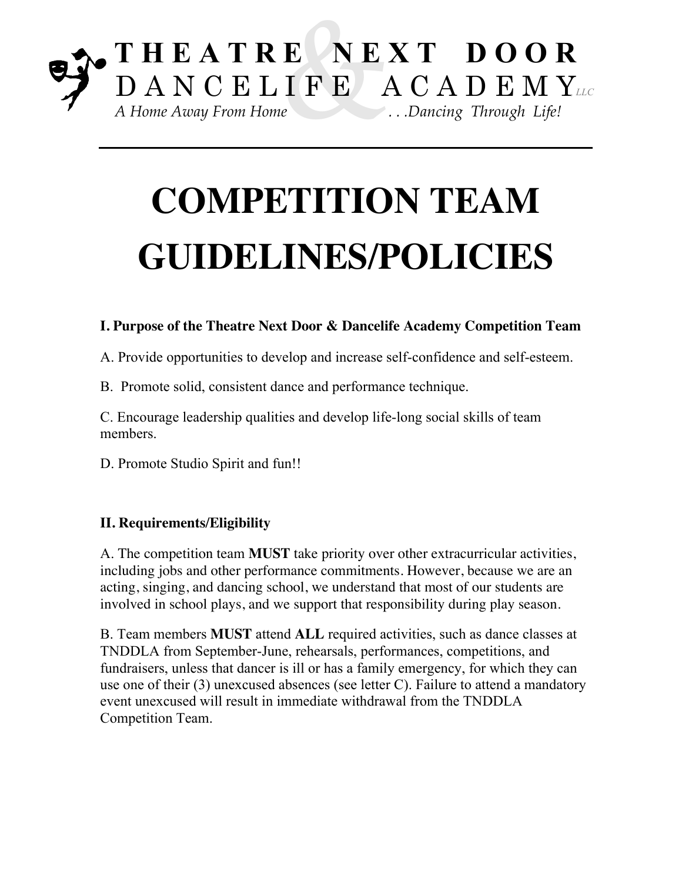**THEATRE NEXT DOOR**
**DANCELIFE ACADEMY** LLC
*A Home Away From Home . . .Dancing Through Life!*

# COMPETITION TEAM GUIDELINES/POLICIES

### I. Purpose of the Theatre Next Door & Dancelife Academy Competition Team

A. Provide opportunities to develop and increase self-confidence and self-esteem.

B. Promote solid, consistent dance and performance technique.

C. Encourage leadership qualities and develop life-long social skills of team members.

D. Promote Studio Spirit and fun!!

### II. Requirements/Eligibility

A. The competition team **MUST** take priority over other extracurricular activities, including jobs and other performance commitments. However, because we are an acting, singing, and dancing school, we understand that most of our students are involved in school plays, and we support that responsibility during play season.

B. Team members **MUST** attend **ALL** required activities, such as dance classes at TNDDLA from September-June, rehearsals, performances, competitions, and fundraisers, unless that dancer is ill or has a family emergency, for which they can use one of their (3) unexcused absences (see letter C). Failure to attend a mandatory event unexcused will result in immediate withdrawal from the TNDDLA Competition Team.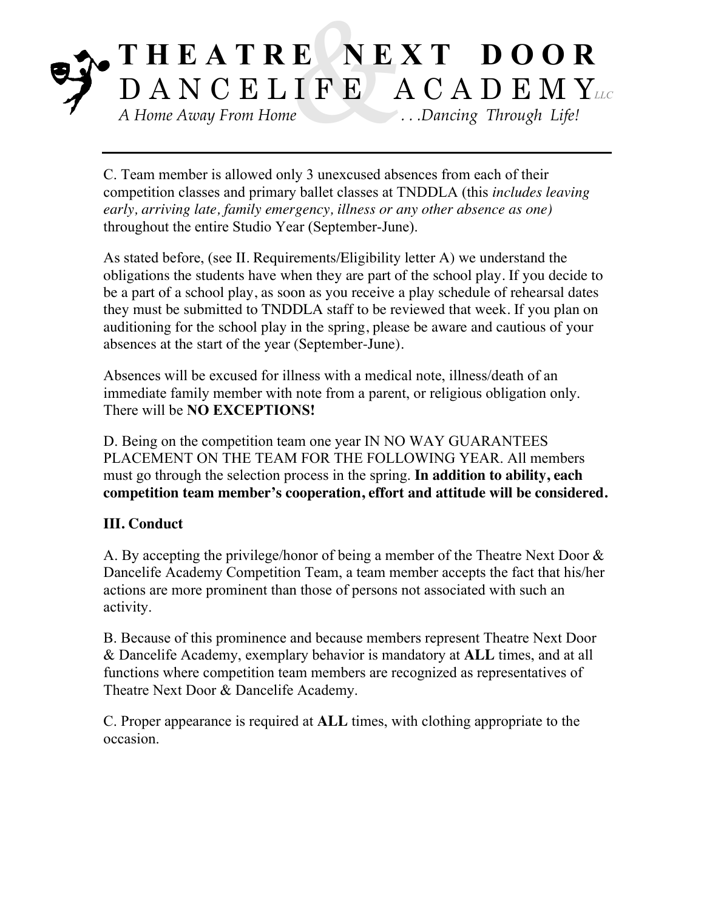C. Team member is allowed only 3 unexcused absences from each of their competition classes and primary ballet classes at TNDDLA (this *includes leaving early, arriving late, family emergency, illness or any other absence as one)* throughout the entire Studio Year (September-June).

As stated before, (see II. Requirements/Eligibility letter A) we understand the obligations the students have when they are part of the school play. If you decide to be a part of a school play, as soon as you receive a play schedule of rehearsal dates they must be submitted to TNDDLA staff to be reviewed that week. If you plan on auditioning for the school play in the spring, please be aware and cautious of your absences at the start of the year (September-June).

Absences will be excused for illness with a medical note, illness/death of an immediate family member with note from a parent, or religious obligation only. There will be **NO EXCEPTIONS!**

D. Being on the competition team one year IN NO WAY GUARANTEES PLACEMENT ON THE TEAM FOR THE FOLLOWING YEAR. All members must go through the selection process in the spring. **In addition to ability, each competition team member's cooperation, effort and attitude will be considered.**

### III. Conduct

A. By accepting the privilege/honor of being a member of the Theatre Next Door & Dancelife Academy Competition Team, a team member accepts the fact that his/her actions are more prominent than those of persons not associated with such an activity.

B. Because of this prominence and because members represent Theatre Next Door & Dancelife Academy, exemplary behavior is mandatory at **ALL** times, and at all functions where competition team members are recognized as representatives of Theatre Next Door & Dancelife Academy.

C. Proper appearance is required at **ALL** times, with clothing appropriate to the occasion.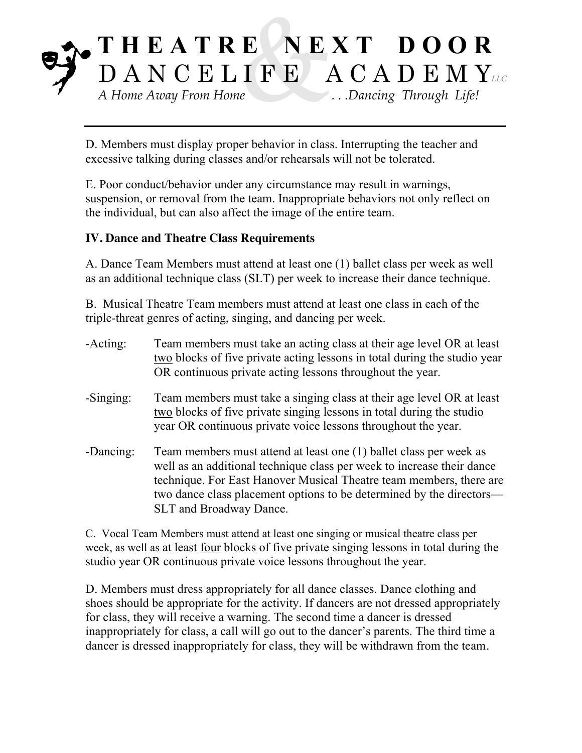D. Members must display proper behavior in class. Interrupting the teacher and excessive talking during classes and/or rehearsals will not be tolerated.

E. Poor conduct/behavior under any circumstance may result in warnings, suspension, or removal from the team. Inappropriate behaviors not only reflect on the individual, but can also affect the image of the entire team.

**IV. Dance and Theatre Class Requirements**

A. Dance Team Members must attend at least one (1) ballet class per week as well as an additional technique class (SLT) per week to increase their dance technique.

B. Musical Theatre Team members must attend at least one class in each of the triple-threat genres of acting, singing, and dancing per week.

-Acting: Team members must take an acting class at their age level OR at least two blocks of five private acting lessons in total during the studio year OR continuous private acting lessons throughout the year.

-Singing: Team members must take a singing class at their age level OR at least two blocks of five private singing lessons in total during the studio year OR continuous private voice lessons throughout the year.

-Dancing: Team members must attend at least one (1) ballet class per week as well as an additional technique class per week to increase their dance technique. For East Hanover Musical Theatre team members, there are two dance class placement options to be determined by the directors—SLT and Broadway Dance.

C. Vocal Team Members must attend at least one singing or musical theatre class per week, as well as at least four blocks of five private singing lessons in total during the studio year OR continuous private voice lessons throughout the year.

D. Members must dress appropriately for all dance classes. Dance clothing and shoes should be appropriate for the activity. If dancers are not dressed appropriately for class, they will receive a warning. The second time a dancer is dressed inappropriately for class, a call will go out to the dancer's parents. The third time a dancer is dressed inappropriately for class, they will be withdrawn from the team.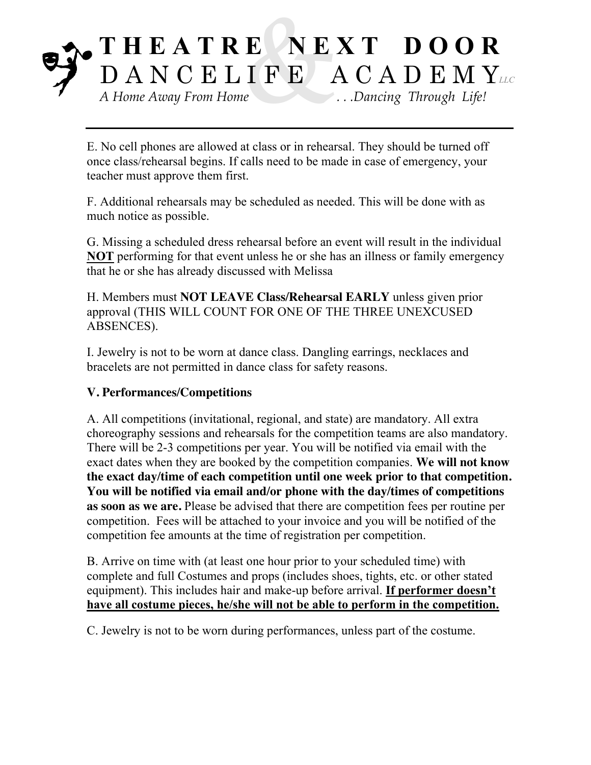E. No cell phones are allowed at class or in rehearsal. They should be turned off once class/rehearsal begins. If calls need to be made in case of emergency, your teacher must approve them first.

F. Additional rehearsals may be scheduled as needed. This will be done with as much notice as possible.

G. Missing a scheduled dress rehearsal before an event will result in the individual **NOT** performing for that event unless he or she has an illness or family emergency that he or she has already discussed with Melissa

H. Members must **NOT LEAVE Class/Rehearsal EARLY** unless given prior approval (THIS WILL COUNT FOR ONE OF THE THREE UNEXCUSED ABSENCES).

I. Jewelry is not to be worn at dance class. Dangling earrings, necklaces and bracelets are not permitted in dance class for safety reasons.

### V. Performances/Competitions

A. All competitions (invitational, regional, and state) are mandatory. All extra choreography sessions and rehearsals for the competition teams are also mandatory. There will be 2-3 competitions per year. You will be notified via email with the exact dates when they are booked by the competition companies. **We will not know the exact day/time of each competition until one week prior to that competition. You will be notified via email and/or phone with the day/times of competitions as soon as we are.** Please be advised that there are competition fees per routine per competition. Fees will be attached to your invoice and you will be notified of the competition fee amounts at the time of registration per competition.

B. Arrive on time with (at least one hour prior to your scheduled time) with complete and full Costumes and props (includes shoes, tights, etc. or other stated equipment). This includes hair and make-up before arrival. **If performer doesn't have all costume pieces, he/she will not be able to perform in the competition.**

C. Jewelry is not to be worn during performances, unless part of the costume.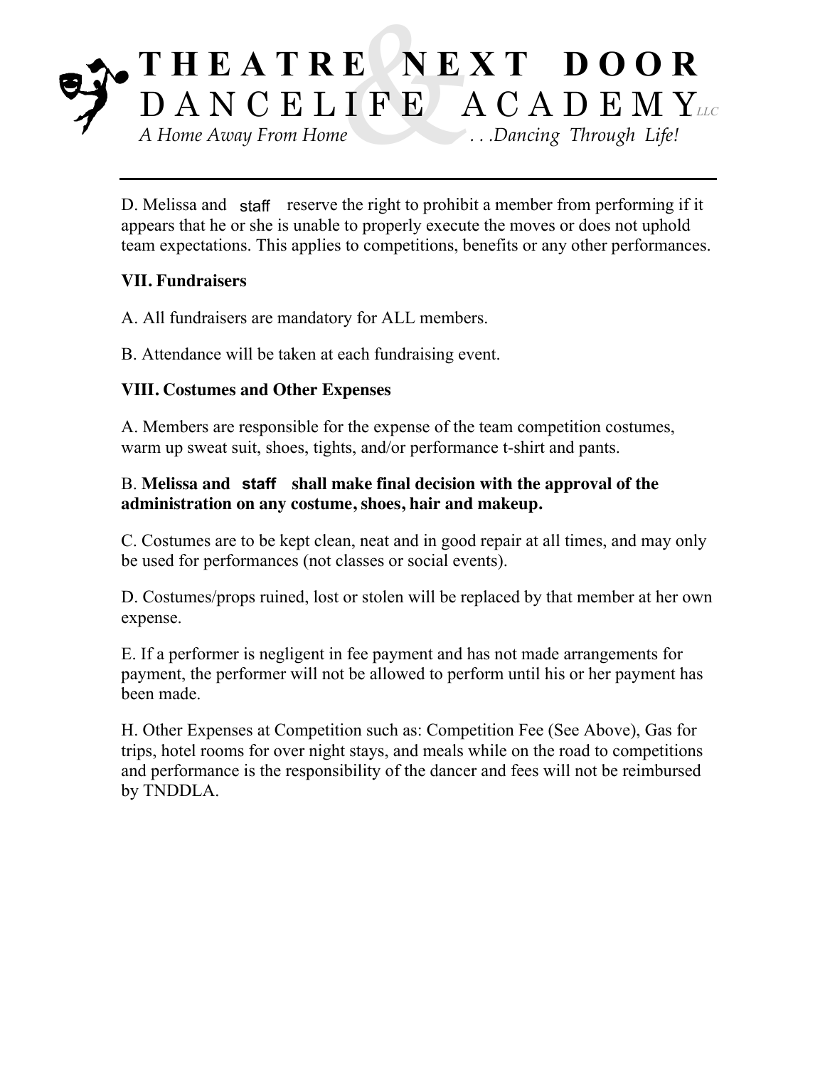D. Melissa and staff reserve the right to prohibit a member from performing if it appears that he or she is unable to properly execute the moves or does not uphold team expectations. This applies to competitions, benefits or any other performances.

**VII. Fundraisers**

A. All fundraisers are mandatory for ALL members.

B. Attendance will be taken at each fundraising event.

**VIII. Costumes and Other Expenses**

A. Members are responsible for the expense of the team competition costumes, warm up sweat suit, shoes, tights, and/or performance t-shirt and pants.

B. **Melissa and staff shall make final decision with the approval of the administration on any costume, shoes, hair and makeup.**

C. Costumes are to be kept clean, neat and in good repair at all times, and may only be used for performances (not classes or social events).

D. Costumes/props ruined, lost or stolen will be replaced by that member at her own expense.

E. If a performer is negligent in fee payment and has not made arrangements for payment, the performer will not be allowed to perform until his or her payment has been made.

H. Other Expenses at Competition such as: Competition Fee (See Above), Gas for trips, hotel rooms for over night stays, and meals while on the road to competitions and performance is the responsibility of the dancer and fees will not be reimbursed by TNDDLA.